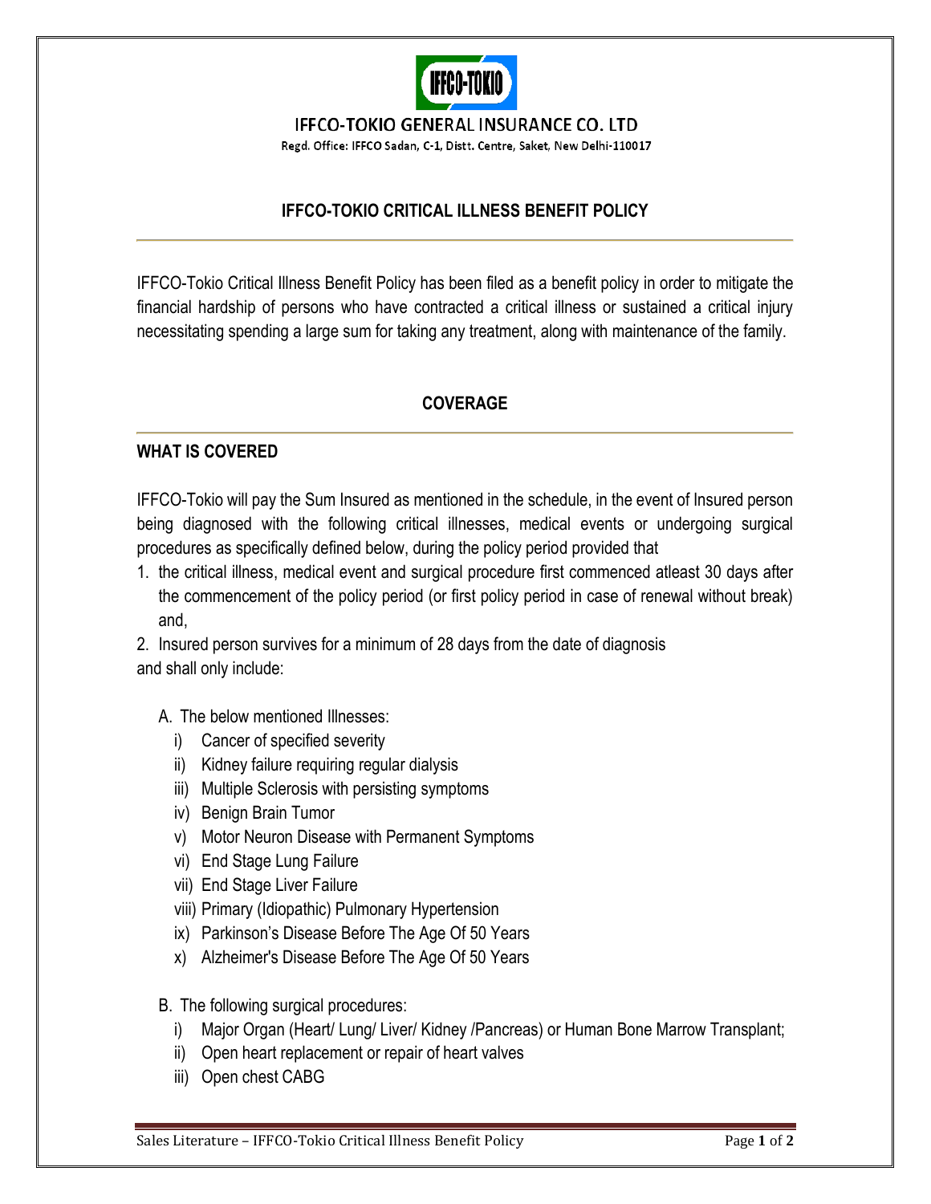IFFCO-TOKIO GENERAL INSURANCE CO. LTD

Regd. Office: IFFCO Sadan, C-1, Distt. Centre, Saket, New Delhi-110017

# IFFCO-TOKIO CRITICAL ILLNESS BENEFIT POLICY

IFFCO-Tokio Critical Illness Benefit Policy has been filed as a benefit policy in order to mitigate the financial hardship of persons who have contracted a critical illness or sustained a critical injury necessitating spending a large sum for taking any treatment, along with maintenance of the family.

## COVERAGE

### WHAT IS COVERED

IFFCO-Tokio will pay the Sum Insured as mentioned in the schedule, in the event of Insured person being diagnosed with the following critical illnesses, medical events or undergoing surgical procedures as specifically defined below, during the policy period provided that

1. the critical illness, medical event and surgical procedure first commenced atleast 30 days after the commencement of the policy period (or first policy period in case of renewal without break) and,
2. Insured person survives for a minimum of 28 days from the date of diagnosis

and shall only include:

A. The below mentioned Illnesses:
   - i) Cancer of specified severity
   - ii) Kidney failure requiring regular dialysis
   - iii) Multiple Sclerosis with persisting symptoms
   - iv) Benign Brain Tumor
   - v) Motor Neuron Disease with Permanent Symptoms
   - vi) End Stage Lung Failure
   - vii) End Stage Liver Failure
   - viii) Primary (Idiopathic) Pulmonary Hypertension
   - ix) Parkinson's Disease Before The Age Of 50 Years
   - x) Alzheimer's Disease Before The Age Of 50 Years

B. The following surgical procedures:
   - i) Major Organ (Heart/ Lung/ Liver/ Kidney /Pancreas) or Human Bone Marrow Transplant;
   - ii) Open heart replacement or repair of heart valves
   - iii) Open chest CABG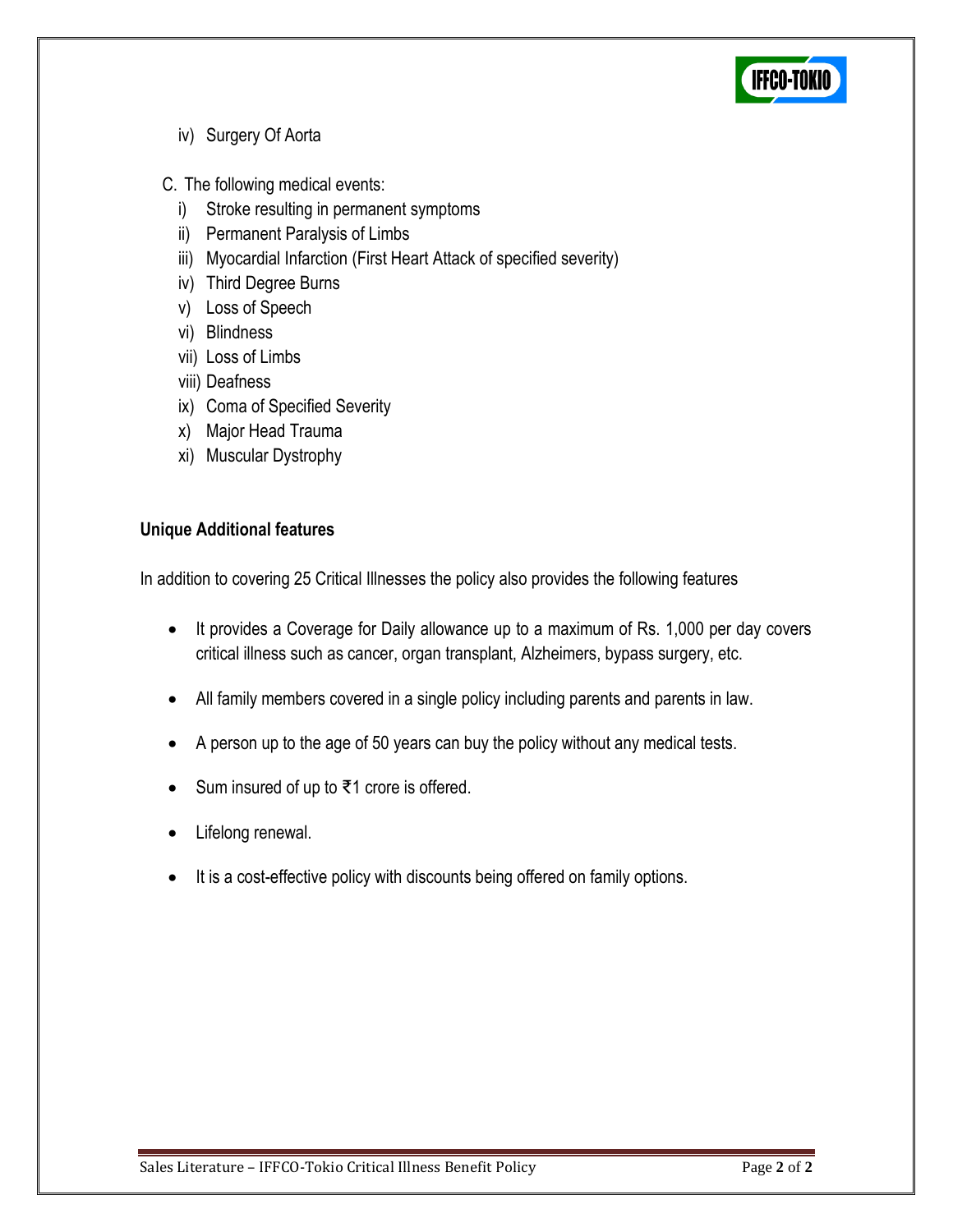iv) Surgery Of Aorta

C. The following medical events:

i) Stroke resulting in permanent symptoms
ii) Permanent Paralysis of Limbs
iii) Myocardial Infarction (First Heart Attack of specified severity)
iv) Third Degree Burns
v) Loss of Speech
vi) Blindness
vii) Loss of Limbs
viii) Deafness
ix) Coma of Specified Severity
x) Major Head Trauma
xi) Muscular Dystrophy

**Unique Additional features**

In addition to covering 25 Critical Illnesses the policy also provides the following features

- It provides a Coverage for Daily allowance up to a maximum of Rs. 1,000 per day covers critical illness such as cancer, organ transplant, Alzheimers, bypass surgery, etc.
- All family members covered in a single policy including parents and parents in law.
- A person up to the age of 50 years can buy the policy without any medical tests.
- Sum insured of up to ₹1 crore is offered.
- Lifelong renewal.
- It is a cost-effective policy with discounts being offered on family options.